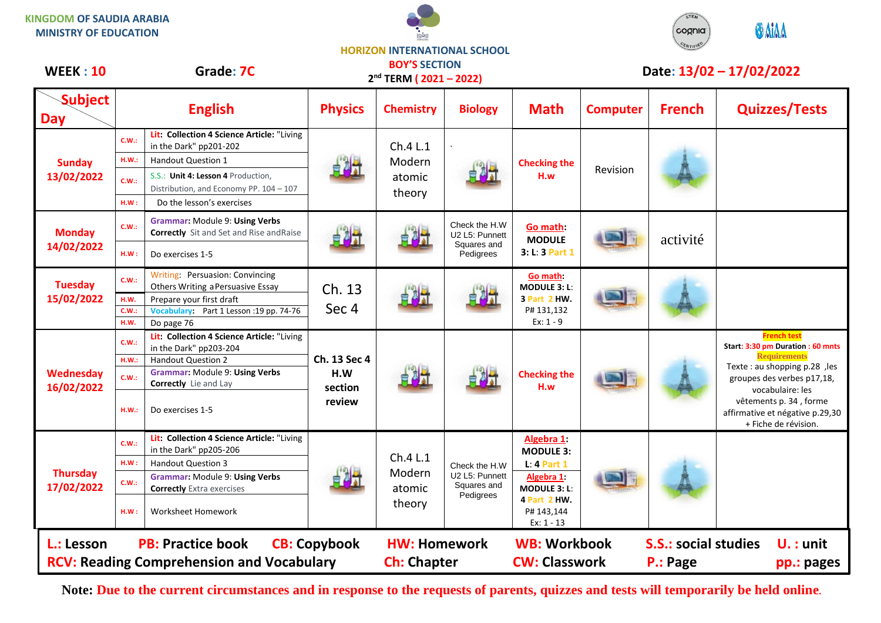KINGDOM OF SAUDIA ARABIA
MINISTRY OF EDUCATION

HORIZON INTERNATIONAL SCHOOL
BOY'S SECTION
2nd TERM ( 2021 – 2022)

**WEEK : 10** **Grade: 7C** **Date: 13/02 – 17/02/2022**

| Day \ Subject | | English | Physics | Chemistry | Biology | Math | Computer | French | Quizzes/Tests |
|---|---|---|---|---|---|---|---|---|---|
| **Sunday 13/02/2022** | C.W.: | **Lit: Collection 4 Science Article:** "Living in the Dark" pp201-202 | | Ch.4 L.1 Modern atomic theory | ` | **Checking the H.w** | Revision | | |
| | H.W.: | Handout Question 1 | | | | | | | |
| | C.W.: | S.S.: **Unit 4: Lesson 4** Production, Distribution, and Economy PP. 104 – 107 | | | | | | | |
| | H.W : | Do the lesson's exercises | | | | | | | |
| **Monday 14/02/2022** | C.W.: | **Grammar:** Module 9: **Using Verbs Correctly** Sit and Set and Rise andRaise | | | Check the H.W U2 L5: Punnett Squares and Pedigrees | **Go math: MODULE 3: L: 3 Part 1** | | activité | |
| | H.W : | Do exercises 1-5 | | | | | | | |
| **Tuesday 15/02/2022** | C.W.: | Writing: Persuasion: Convincing Others Writing aPersuasive Essay | Ch. 13 Sec 4 | | | **Go math: MODULE 3: L: 3 Part 2 HW.** P# 131,132 Ex: 1 - 9 | | | |
| | H.W. | Prepare your first draft | | | | | | | |
| | C.W.: | **Vocabulary:** Part 1 Lesson :19 pp. 74-76 | | | | | | | |
| | H.W. | Do page 76 | | | | | | | |
| **Wednesday 16/02/2022** | C.W.: | **Lit: Collection 4 Science Article:** "Living in the Dark" pp203-204 | **Ch. 13 Sec 4 H.W section review** | | | **Checking the H.w** | | | **French test** Start: 3:30 pm Duration : 60 mnts **Requirements** Texte : au shopping p.28 ,les groupes des verbes p17,18, vocabulaire: les vêtements p. 34 , forme affirmative et négative p.29,30 + Fiche de révision. |
| | H.W.: | Handout Question 2 | | | | | | | |
| | C.W.: | **Grammar:** Module 9: **Using Verbs Correctly** Lie and Lay | | | | | | | |
| | H.W.: | Do exercises 1-5 | | | | | | | |
| **Thursday 17/02/2022** | C.W.: | **Lit: Collection 4 Science Article:** "Living in the Dark" pp205-206 | | Ch.4 L.1 Modern atomic theory | Check the H.W U2 L5: Punnett Squares and Pedigrees | **Algebra 1: MODULE 3: L: 4 Part 1** **Algebra 1: MODULE 3: L: 4 Part 2 HW.** P# 143,144 Ex: 1 - 13 | | | |
| | H.W : | Handout Question 3 | | | | | | | |
| | C.W.: | **Grammar:** Module 9: **Using Verbs Correctly** Extra exercises | | | | | | | |
| | H.W : | Worksheet Homework | | | | | | | |

**L.: Lesson** **PB: Practice book** **CB: Copybook** **HW: Homework** **WB: Workbook** **S.S.: social studies** **U. : unit**
**RCV: Reading Comprehension and Vocabulary** **Ch: Chapter** **CW: Classwork** **P.: Page** **pp.: pages**

**Note: Due to the current circumstances and in response to the requests of parents, quizzes and tests will temporarily be held online.**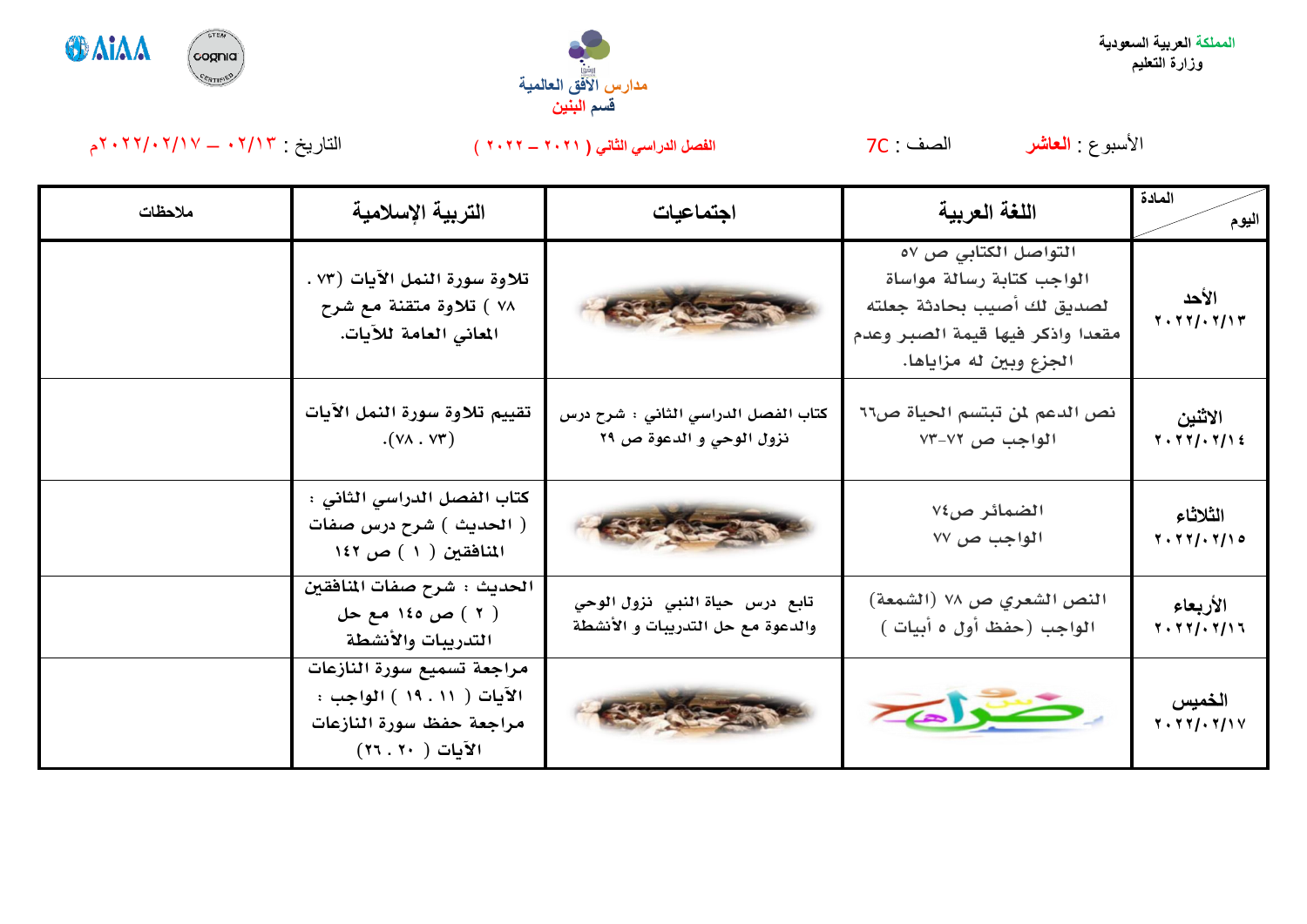المملكة العربية السعودية
وزارة التعليم

مدارس الأفق العالمية
قسم البنين

الأسبوع : العاشر | الصف : 7C | الفصل الدراسي الثاني ( ٢٠٢١ – ٢٠٢٢ ) | التاريخ : ٠٢/١٣ – ٢٠٢٢/٠٢/١٧م

| اليوم / المادة | اللغة العربية | اجتماعيات | التربية الإسلامية | ملاحظات |
|---|---|---|---|---|
| الأحد ٢٠٢٢/٠٢/١٣ | التواصل الكتابي ص ٥٧ الواجب كتابة رسالة مواساة لصديق لك أصيب بحادثة جعلته مقعدا واذكر فيها قيمة الصبر وعدم الجزع وبين له مزاياها. | | تلاوة سورة النمل الآيات (٧٣ . ٧٨ ) تلاوة متقنة مع شرح المعاني العامة للآيات. | |
| الاثنين ٢٠٢٢/٠٢/١٤ | نص الدعم لن تبتسم الحياة ص٦٦ الواجب ص ٧٢-٧٣ | كتاب الفصل الدراسي الثاني : شرح درس نزول الوحي و الدعوة ص ٢٩ | تقييم تلاوة سورة النمل الآيات (٧٨ . ٧٣). | |
| الثلاثاء ٢٠٢٢/٠٢/١٥ | الضمائر ص٧٤ الواجب ص ٧٧ | | كتاب الفصل الدراسي الثاني : ( الحديث ) شرح درس صفات المنافقين ( ١ ) ص ١٤٢ | |
| الأربعاء ٢٠٢٢/٠٢/١٦ | النص الشعري ص ٧٨ (الشمعة) الواجب (حفظ أول ٥ أبيات ) | تابع درس حياة النبي نزول الوحي والدعوة مع حل التدريبات و الأنشطة | الحديث : شرح صفات المناقفين ( ٢ ) ص ١٤٥ مع حل التدريبات والأنشطة | |
| الخميس ٢٠٢٢/٠٢/١٧ | | | مراجعة تسميع سورة النازعات الآيات ( ١١ . ١٩ ) الواجب : مراجعة حفظ سورة النازعات الآيات ( ٢٠ . ٢٦) | |